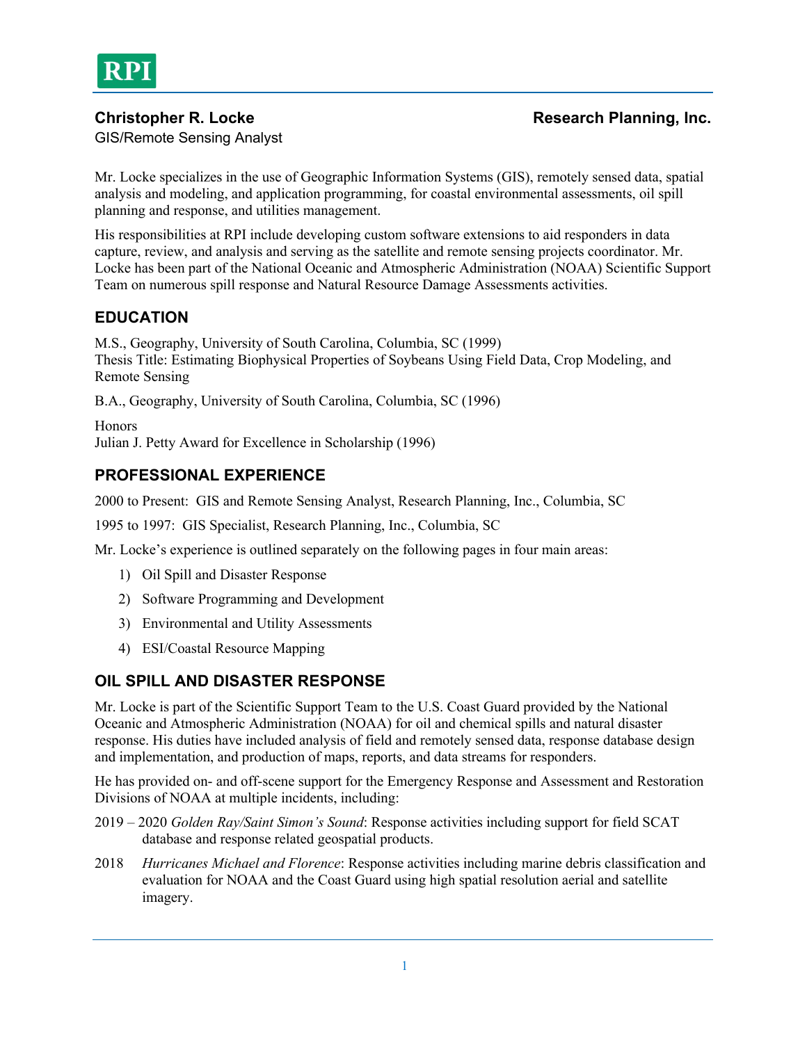RPI

**Christopher R. Locke** **Research Planning, Inc.**

GIS/Remote Sensing Analyst

Mr. Locke specializes in the use of Geographic Information Systems (GIS), remotely sensed data, spatial analysis and modeling, and application programming, for coastal environmental assessments, oil spill planning and response, and utilities management.

His responsibilities at RPI include developing custom software extensions to aid responders in data capture, review, and analysis and serving as the satellite and remote sensing projects coordinator. Mr. Locke has been part of the National Oceanic and Atmospheric Administration (NOAA) Scientific Support Team on numerous spill response and Natural Resource Damage Assessments activities.

## EDUCATION

M.S., Geography, University of South Carolina, Columbia, SC (1999)
Thesis Title: Estimating Biophysical Properties of Soybeans Using Field Data, Crop Modeling, and Remote Sensing

B.A., Geography, University of South Carolina, Columbia, SC (1996)

Honors
Julian J. Petty Award for Excellence in Scholarship (1996)

## PROFESSIONAL EXPERIENCE

2000 to Present: GIS and Remote Sensing Analyst, Research Planning, Inc., Columbia, SC

1995 to 1997: GIS Specialist, Research Planning, Inc., Columbia, SC

Mr. Locke's experience is outlined separately on the following pages in four main areas:

1) Oil Spill and Disaster Response
2) Software Programming and Development
3) Environmental and Utility Assessments
4) ESI/Coastal Resource Mapping

## OIL SPILL AND DISASTER RESPONSE

Mr. Locke is part of the Scientific Support Team to the U.S. Coast Guard provided by the National Oceanic and Atmospheric Administration (NOAA) for oil and chemical spills and natural disaster response. His duties have included analysis of field and remotely sensed data, response database design and implementation, and production of maps, reports, and data streams for responders.

He has provided on- and off-scene support for the Emergency Response and Assessment and Restoration Divisions of NOAA at multiple incidents, including:

2019 – 2020 *Golden Ray/Saint Simon's Sound*: Response activities including support for field SCAT database and response related geospatial products.

2018 *Hurricanes Michael and Florence*: Response activities including marine debris classification and evaluation for NOAA and the Coast Guard using high spatial resolution aerial and satellite imagery.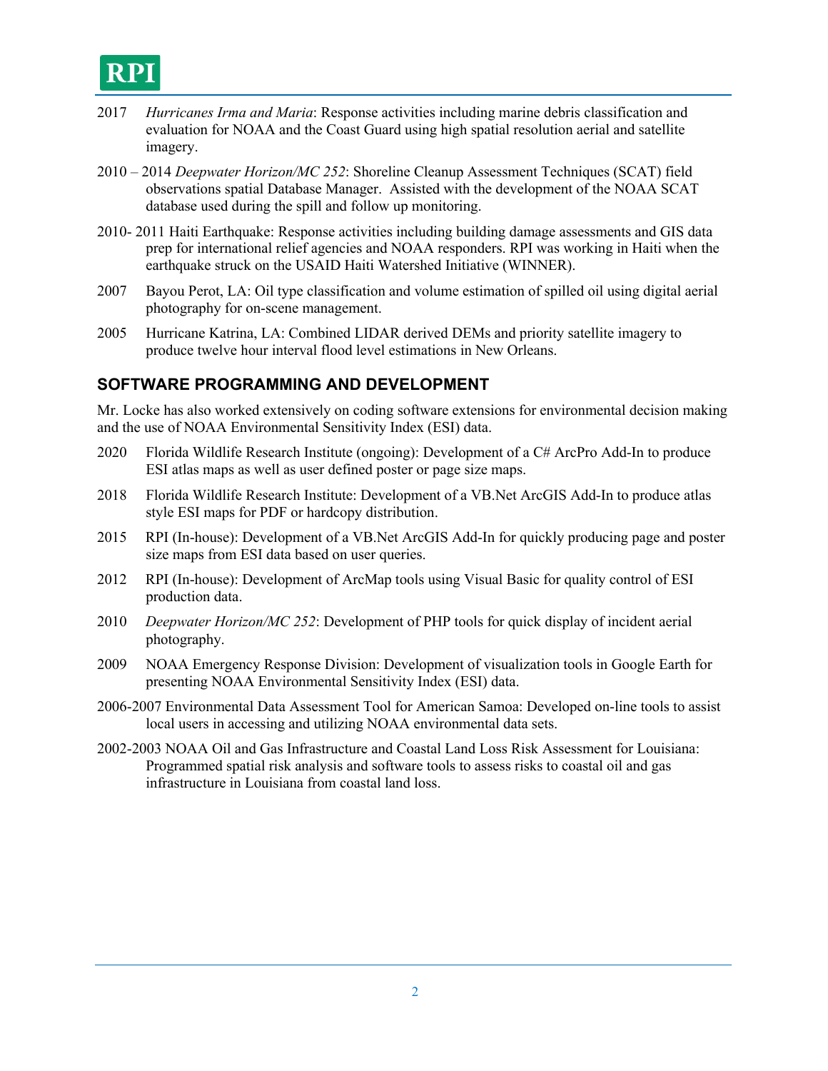2017 *Hurricanes Irma and Maria*: Response activities including marine debris classification and evaluation for NOAA and the Coast Guard using high spatial resolution aerial and satellite imagery.

2010 – 2014 *Deepwater Horizon/MC 252*: Shoreline Cleanup Assessment Techniques (SCAT) field observations spatial Database Manager. Assisted with the development of the NOAA SCAT database used during the spill and follow up monitoring.

2010- 2011 Haiti Earthquake: Response activities including building damage assessments and GIS data prep for international relief agencies and NOAA responders. RPI was working in Haiti when the earthquake struck on the USAID Haiti Watershed Initiative (WINNER).

2007 Bayou Perot, LA: Oil type classification and volume estimation of spilled oil using digital aerial photography for on-scene management.

2005 Hurricane Katrina, LA: Combined LIDAR derived DEMs and priority satellite imagery to produce twelve hour interval flood level estimations in New Orleans.

## SOFTWARE PROGRAMMING AND DEVELOPMENT

Mr. Locke has also worked extensively on coding software extensions for environmental decision making and the use of NOAA Environmental Sensitivity Index (ESI) data.

2020 Florida Wildlife Research Institute (ongoing): Development of a C# ArcPro Add-In to produce ESI atlas maps as well as user defined poster or page size maps.

2018 Florida Wildlife Research Institute: Development of a VB.Net ArcGIS Add-In to produce atlas style ESI maps for PDF or hardcopy distribution.

2015 RPI (In-house): Development of a VB.Net ArcGIS Add-In for quickly producing page and poster size maps from ESI data based on user queries.

2012 RPI (In-house): Development of ArcMap tools using Visual Basic for quality control of ESI production data.

2010 *Deepwater Horizon/MC 252*: Development of PHP tools for quick display of incident aerial photography.

2009 NOAA Emergency Response Division: Development of visualization tools in Google Earth for presenting NOAA Environmental Sensitivity Index (ESI) data.

2006-2007 Environmental Data Assessment Tool for American Samoa: Developed on-line tools to assist local users in accessing and utilizing NOAA environmental data sets.

2002-2003 NOAA Oil and Gas Infrastructure and Coastal Land Loss Risk Assessment for Louisiana: Programmed spatial risk analysis and software tools to assess risks to coastal oil and gas infrastructure in Louisiana from coastal land loss.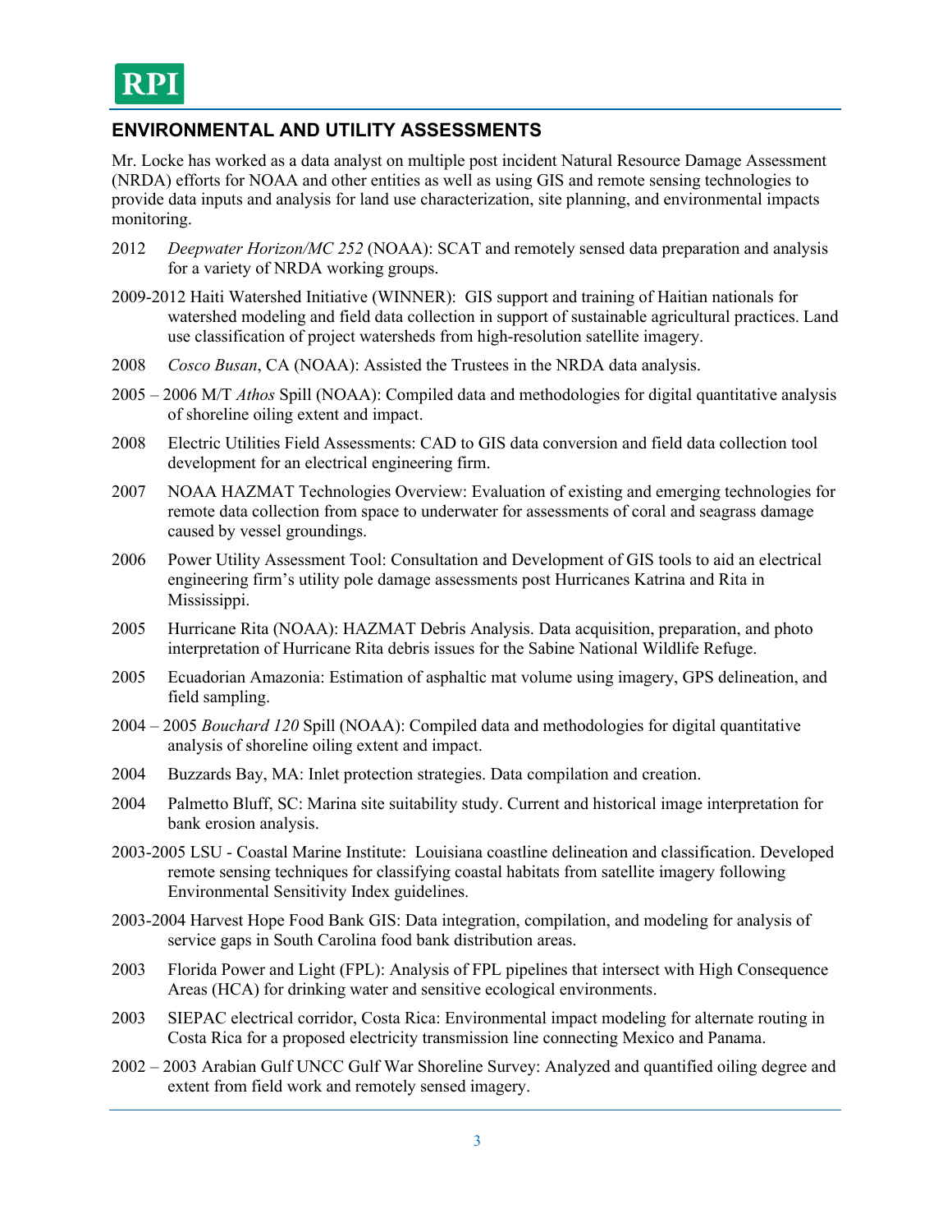## ENVIRONMENTAL AND UTILITY ASSESSMENTS

Mr. Locke has worked as a data analyst on multiple post incident Natural Resource Damage Assessment (NRDA) efforts for NOAA and other entities as well as using GIS and remote sensing technologies to provide data inputs and analysis for land use characterization, site planning, and environmental impacts monitoring.

2012 *Deepwater Horizon/MC 252* (NOAA): SCAT and remotely sensed data preparation and analysis for a variety of NRDA working groups.

2009-2012 Haiti Watershed Initiative (WINNER): GIS support and training of Haitian nationals for watershed modeling and field data collection in support of sustainable agricultural practices. Land use classification of project watersheds from high-resolution satellite imagery.

2008 *Cosco Busan*, CA (NOAA): Assisted the Trustees in the NRDA data analysis.

2005 – 2006 M/T *Athos* Spill (NOAA): Compiled data and methodologies for digital quantitative analysis of shoreline oiling extent and impact.

2008 Electric Utilities Field Assessments: CAD to GIS data conversion and field data collection tool development for an electrical engineering firm.

2007 NOAA HAZMAT Technologies Overview: Evaluation of existing and emerging technologies for remote data collection from space to underwater for assessments of coral and seagrass damage caused by vessel groundings.

2006 Power Utility Assessment Tool: Consultation and Development of GIS tools to aid an electrical engineering firm's utility pole damage assessments post Hurricanes Katrina and Rita in Mississippi.

2005 Hurricane Rita (NOAA): HAZMAT Debris Analysis. Data acquisition, preparation, and photo interpretation of Hurricane Rita debris issues for the Sabine National Wildlife Refuge.

2005 Ecuadorian Amazonia: Estimation of asphaltic mat volume using imagery, GPS delineation, and field sampling.

2004 – 2005 *Bouchard 120* Spill (NOAA): Compiled data and methodologies for digital quantitative analysis of shoreline oiling extent and impact.

2004 Buzzards Bay, MA: Inlet protection strategies. Data compilation and creation.

2004 Palmetto Bluff, SC: Marina site suitability study. Current and historical image interpretation for bank erosion analysis.

2003-2005 LSU - Coastal Marine Institute: Louisiana coastline delineation and classification. Developed remote sensing techniques for classifying coastal habitats from satellite imagery following Environmental Sensitivity Index guidelines.

2003-2004 Harvest Hope Food Bank GIS: Data integration, compilation, and modeling for analysis of service gaps in South Carolina food bank distribution areas.

2003 Florida Power and Light (FPL): Analysis of FPL pipelines that intersect with High Consequence Areas (HCA) for drinking water and sensitive ecological environments.

2003 SIEPAC electrical corridor, Costa Rica: Environmental impact modeling for alternate routing in Costa Rica for a proposed electricity transmission line connecting Mexico and Panama.

2002 – 2003 Arabian Gulf UNCC Gulf War Shoreline Survey: Analyzed and quantified oiling degree and extent from field work and remotely sensed imagery.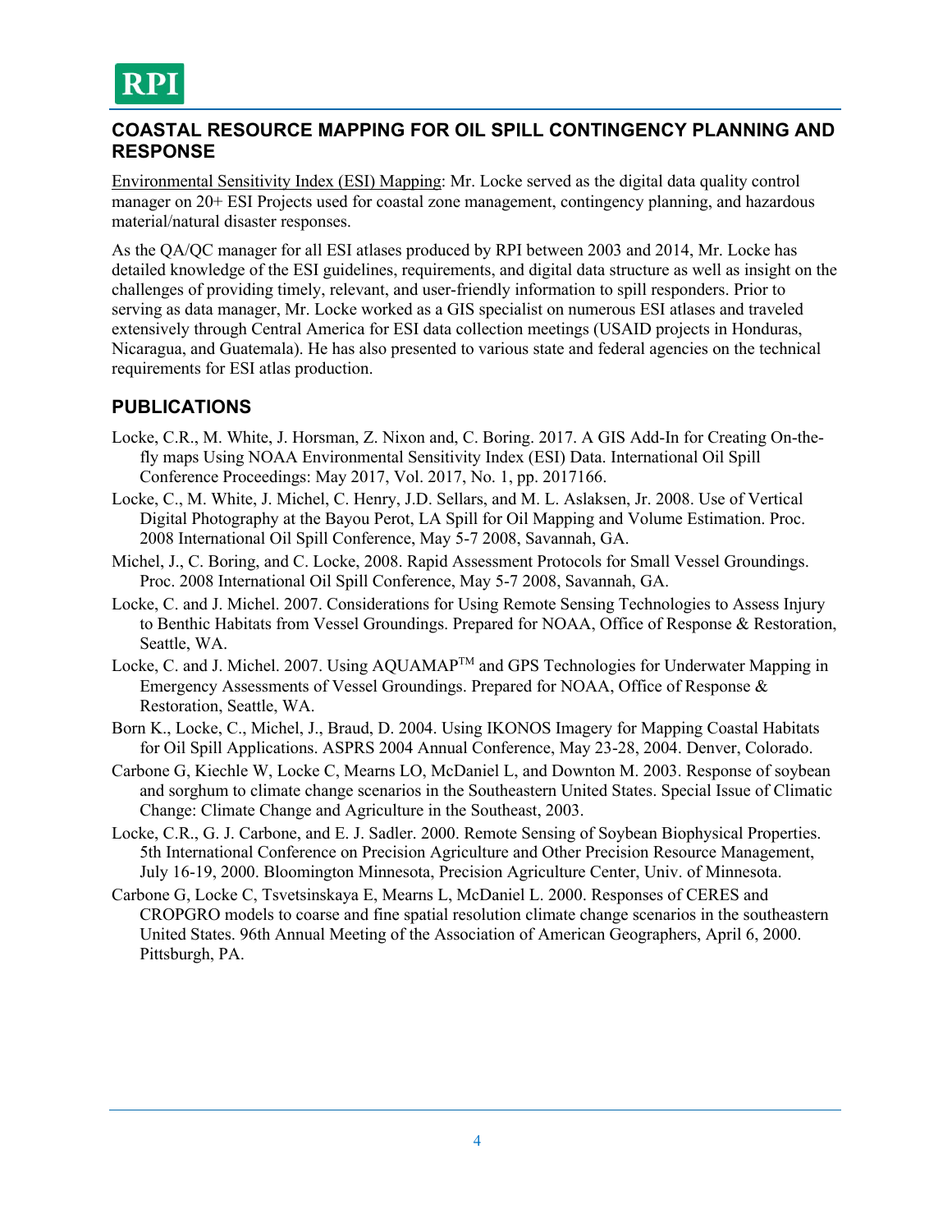## COASTAL RESOURCE MAPPING FOR OIL SPILL CONTINGENCY PLANNING AND RESPONSE

Environmental Sensitivity Index (ESI) Mapping: Mr. Locke served as the digital data quality control manager on 20+ ESI Projects used for coastal zone management, contingency planning, and hazardous material/natural disaster responses.

As the QA/QC manager for all ESI atlases produced by RPI between 2003 and 2014, Mr. Locke has detailed knowledge of the ESI guidelines, requirements, and digital data structure as well as insight on the challenges of providing timely, relevant, and user-friendly information to spill responders. Prior to serving as data manager, Mr. Locke worked as a GIS specialist on numerous ESI atlases and traveled extensively through Central America for ESI data collection meetings (USAID projects in Honduras, Nicaragua, and Guatemala). He has also presented to various state and federal agencies on the technical requirements for ESI atlas production.

## PUBLICATIONS

Locke, C.R., M. White, J. Horsman, Z. Nixon and, C. Boring. 2017. A GIS Add-In for Creating On-the-fly maps Using NOAA Environmental Sensitivity Index (ESI) Data. International Oil Spill Conference Proceedings: May 2017, Vol. 2017, No. 1, pp. 2017166.

Locke, C., M. White, J. Michel, C. Henry, J.D. Sellars, and M. L. Aslaksen, Jr. 2008. Use of Vertical Digital Photography at the Bayou Perot, LA Spill for Oil Mapping and Volume Estimation. Proc. 2008 International Oil Spill Conference, May 5-7 2008, Savannah, GA.

Michel, J., C. Boring, and C. Locke, 2008. Rapid Assessment Protocols for Small Vessel Groundings. Proc. 2008 International Oil Spill Conference, May 5-7 2008, Savannah, GA.

Locke, C. and J. Michel. 2007. Considerations for Using Remote Sensing Technologies to Assess Injury to Benthic Habitats from Vessel Groundings. Prepared for NOAA, Office of Response & Restoration, Seattle, WA.

Locke, C. and J. Michel. 2007. Using AQUAMAP™ and GPS Technologies for Underwater Mapping in Emergency Assessments of Vessel Groundings. Prepared for NOAA, Office of Response & Restoration, Seattle, WA.

Born K., Locke, C., Michel, J., Braud, D. 2004. Using IKONOS Imagery for Mapping Coastal Habitats for Oil Spill Applications. ASPRS 2004 Annual Conference, May 23-28, 2004. Denver, Colorado.

Carbone G, Kiechle W, Locke C, Mearns LO, McDaniel L, and Downton M. 2003. Response of soybean and sorghum to climate change scenarios in the Southeastern United States. Special Issue of Climatic Change: Climate Change and Agriculture in the Southeast, 2003.

Locke, C.R., G. J. Carbone, and E. J. Sadler. 2000. Remote Sensing of Soybean Biophysical Properties. 5th International Conference on Precision Agriculture and Other Precision Resource Management, July 16-19, 2000. Bloomington Minnesota, Precision Agriculture Center, Univ. of Minnesota.

Carbone G, Locke C, Tsvetsinskaya E, Mearns L, McDaniel L. 2000. Responses of CERES and CROPGRO models to coarse and fine spatial resolution climate change scenarios in the southeastern United States. 96th Annual Meeting of the Association of American Geographers, April 6, 2000. Pittsburgh, PA.